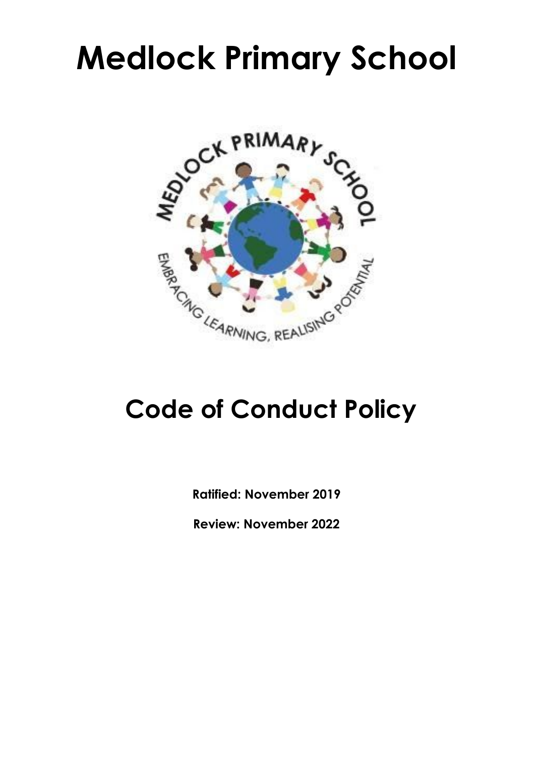# Medlock Primary School

## Code of Conduct Policy

**Ratified: November 2019**

**Review: November 2022**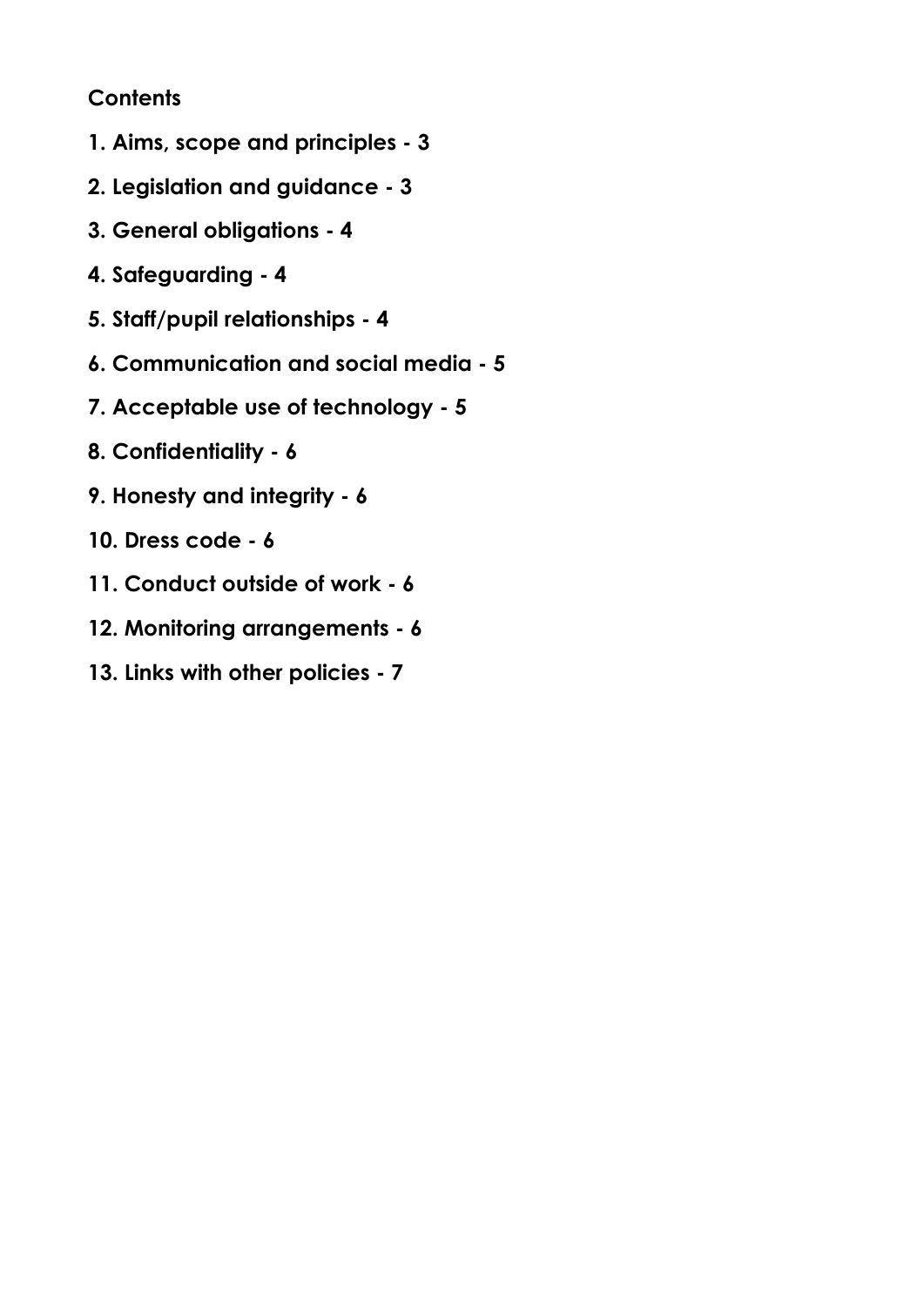**Contents**

**1. Aims, scope and principles - 3**

**2. Legislation and guidance - 3**

**3. General obligations - 4**

**4. Safeguarding - 4**

**5. Staff/pupil relationships - 4**

**6. Communication and social media - 5**

**7. Acceptable use of technology - 5**

**8. Confidentiality - 6**

**9. Honesty and integrity - 6**

**10. Dress code - 6**

**11. Conduct outside of work - 6**

**12. Monitoring arrangements - 6**

**13. Links with other policies - 7**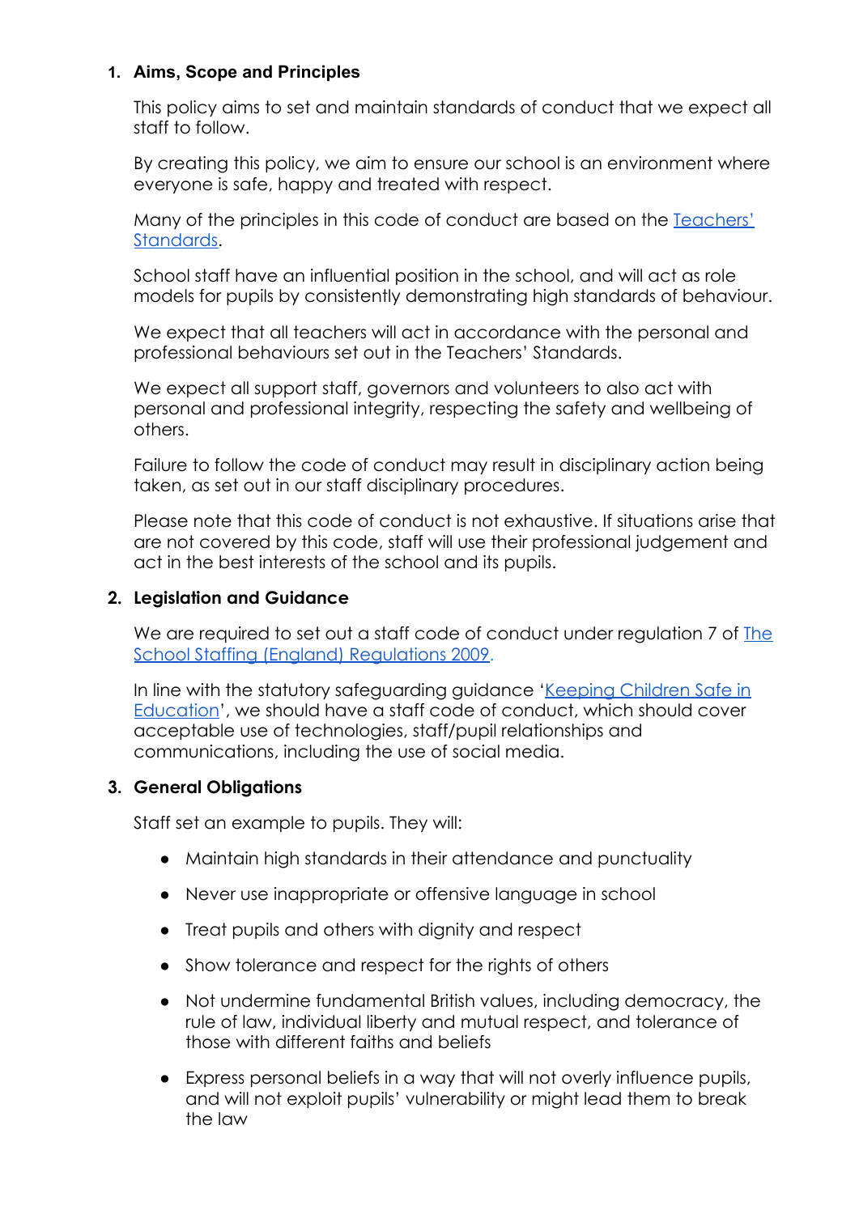## 1. Aims, Scope and Principles

This policy aims to set and maintain standards of conduct that we expect all staff to follow.

By creating this policy, we aim to ensure our school is an environment where everyone is safe, happy and treated with respect.

Many of the principles in this code of conduct are based on the [Teachers' Standards](Teachers' Standards).

School staff have an influential position in the school, and will act as role models for pupils by consistently demonstrating high standards of behaviour.

We expect that all teachers will act in accordance with the personal and professional behaviours set out in the Teachers' Standards.

We expect all support staff, governors and volunteers to also act with personal and professional integrity, respecting the safety and wellbeing of others.

Failure to follow the code of conduct may result in disciplinary action being taken, as set out in our staff disciplinary procedures.

Please note that this code of conduct is not exhaustive. If situations arise that are not covered by this code, staff will use their professional judgement and act in the best interests of the school and its pupils.

## 2. Legislation and Guidance

We are required to set out a staff code of conduct under regulation 7 of The School Staffing (England) Regulations 2009.

In line with the statutory safeguarding guidance 'Keeping Children Safe in Education', we should have a staff code of conduct, which should cover acceptable use of technologies, staff/pupil relationships and communications, including the use of social media.

## 3. General Obligations

Staff set an example to pupils. They will:

- Maintain high standards in their attendance and punctuality
- Never use inappropriate or offensive language in school
- Treat pupils and others with dignity and respect
- Show tolerance and respect for the rights of others
- Not undermine fundamental British values, including democracy, the rule of law, individual liberty and mutual respect, and tolerance of those with different faiths and beliefs
- Express personal beliefs in a way that will not overly influence pupils, and will not exploit pupils' vulnerability or might lead them to break the law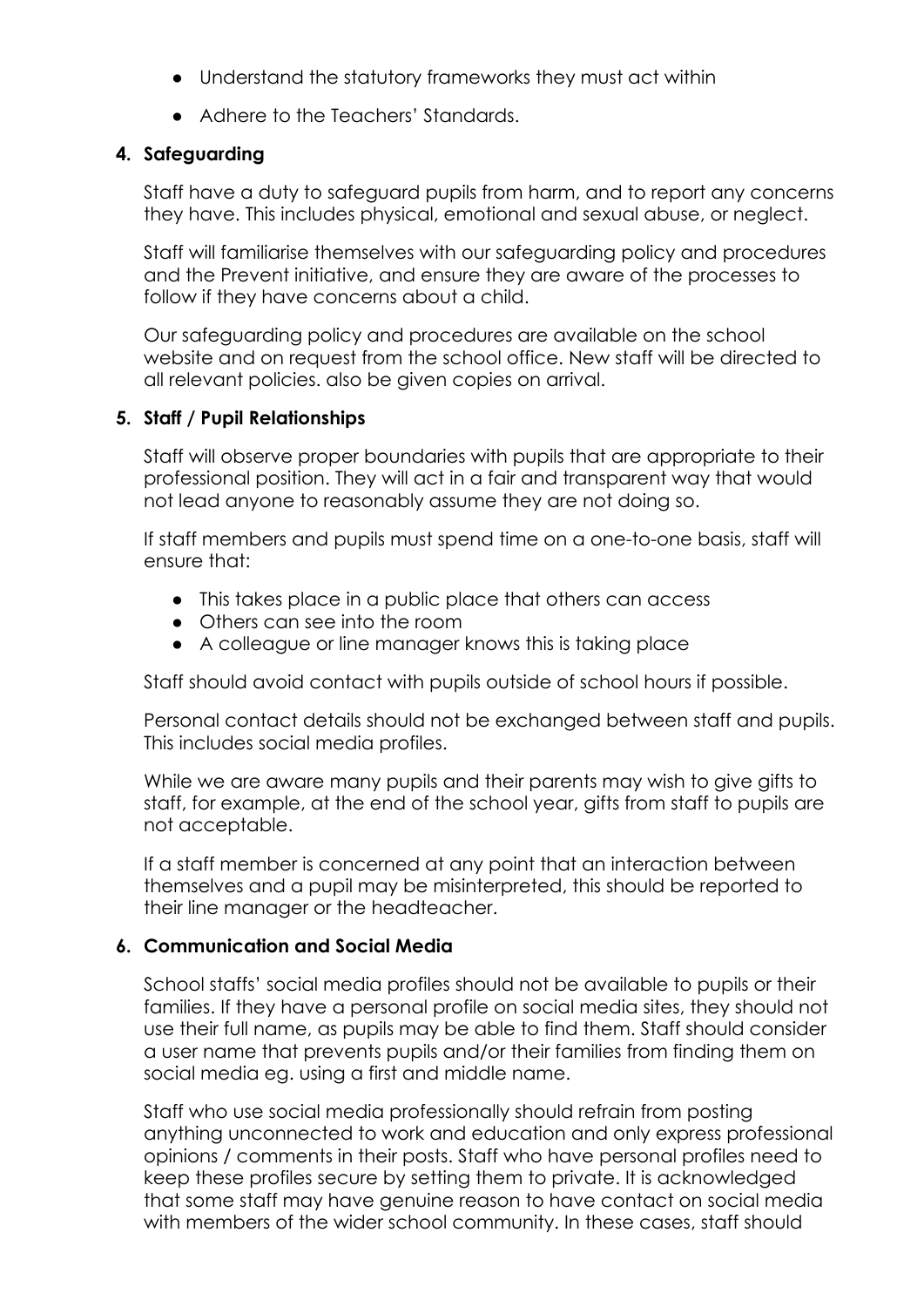- Understand the statutory frameworks they must act within
- Adhere to the Teachers' Standards.

## 4. Safeguarding

Staff have a duty to safeguard pupils from harm, and to report any concerns they have. This includes physical, emotional and sexual abuse, or neglect.

Staff will familiarise themselves with our safeguarding policy and procedures and the Prevent initiative, and ensure they are aware of the processes to follow if they have concerns about a child.

Our safeguarding policy and procedures are available on the school website and on request from the school office. New staff will be directed to all relevant policies. also be given copies on arrival.

## 5. Staff / Pupil Relationships

Staff will observe proper boundaries with pupils that are appropriate to their professional position. They will act in a fair and transparent way that would not lead anyone to reasonably assume they are not doing so.

If staff members and pupils must spend time on a one-to-one basis, staff will ensure that:

- This takes place in a public place that others can access
- Others can see into the room
- A colleague or line manager knows this is taking place

Staff should avoid contact with pupils outside of school hours if possible.

Personal contact details should not be exchanged between staff and pupils. This includes social media profiles.

While we are aware many pupils and their parents may wish to give gifts to staff, for example, at the end of the school year, gifts from staff to pupils are not acceptable.

If a staff member is concerned at any point that an interaction between themselves and a pupil may be misinterpreted, this should be reported to their line manager or the headteacher.

## 6. Communication and Social Media

School staffs' social media profiles should not be available to pupils or their families. If they have a personal profile on social media sites, they should not use their full name, as pupils may be able to find them. Staff should consider a user name that prevents pupils and/or their families from finding them on social media eg. using a first and middle name.

Staff who use social media professionally should refrain from posting anything unconnected to work and education and only express professional opinions / comments in their posts. Staff who have personal profiles need to keep these profiles secure by setting them to private. It is acknowledged that some staff may have genuine reason to have contact on social media with members of the wider school community. In these cases, staff should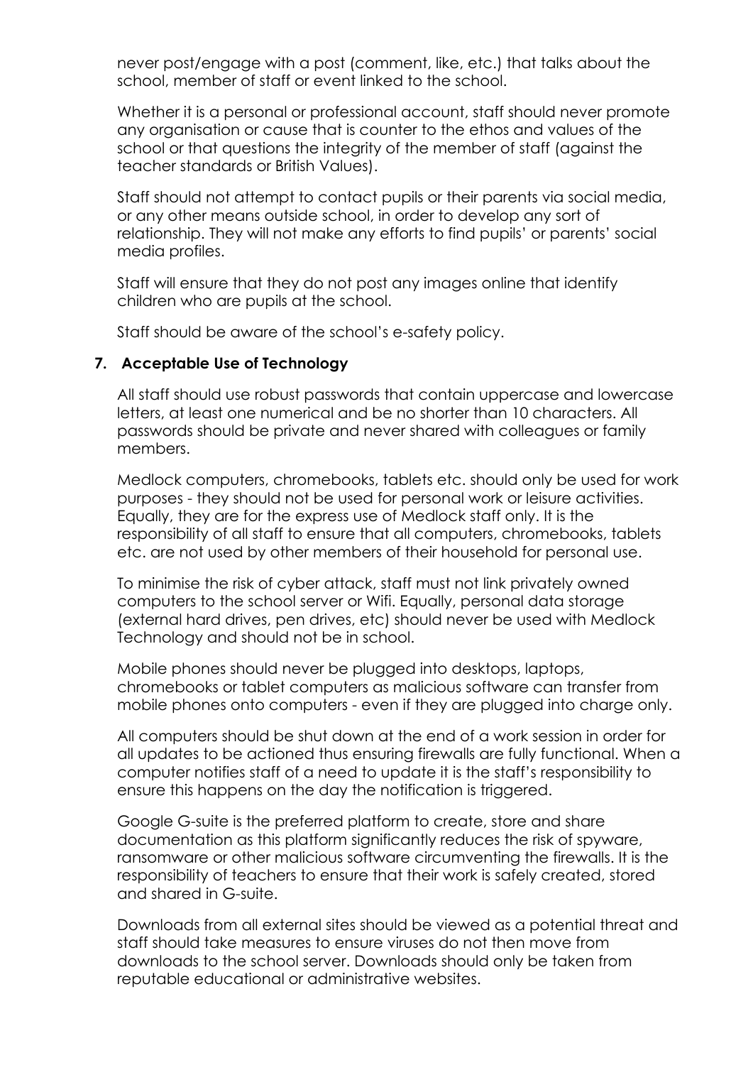never post/engage with a post (comment, like, etc.) that talks about the school, member of staff or event linked to the school.

Whether it is a personal or professional account, staff should never promote any organisation or cause that is counter to the ethos and values of the school or that questions the integrity of the member of staff (against the teacher standards or British Values).

Staff should not attempt to contact pupils or their parents via social media, or any other means outside school, in order to develop any sort of relationship. They will not make any efforts to find pupils' or parents' social media profiles.

Staff will ensure that they do not post any images online that identify children who are pupils at the school.

Staff should be aware of the school's e-safety policy.

## 7. Acceptable Use of Technology

All staff should use robust passwords that contain uppercase and lowercase letters, at least one numerical and be no shorter than 10 characters. All passwords should be private and never shared with colleagues or family members.

Medlock computers, chromebooks, tablets etc. should only be used for work purposes - they should not be used for personal work or leisure activities. Equally, they are for the express use of Medlock staff only. It is the responsibility of all staff to ensure that all computers, chromebooks, tablets etc. are not used by other members of their household for personal use.

To minimise the risk of cyber attack, staff must not link privately owned computers to the school server or Wifi. Equally, personal data storage (external hard drives, pen drives, etc) should never be used with Medlock Technology and should not be in school.

Mobile phones should never be plugged into desktops, laptops, chromebooks or tablet computers as malicious software can transfer from mobile phones onto computers - even if they are plugged into charge only.

All computers should be shut down at the end of a work session in order for all updates to be actioned thus ensuring firewalls are fully functional. When a computer notifies staff of a need to update it is the staff's responsibility to ensure this happens on the day the notification is triggered.

Google G-suite is the preferred platform to create, store and share documentation as this platform significantly reduces the risk of spyware, ransomware or other malicious software circumventing the firewalls. It is the responsibility of teachers to ensure that their work is safely created, stored and shared in G-suite.

Downloads from all external sites should be viewed as a potential threat and staff should take measures to ensure viruses do not then move from downloads to the school server. Downloads should only be taken from reputable educational or administrative websites.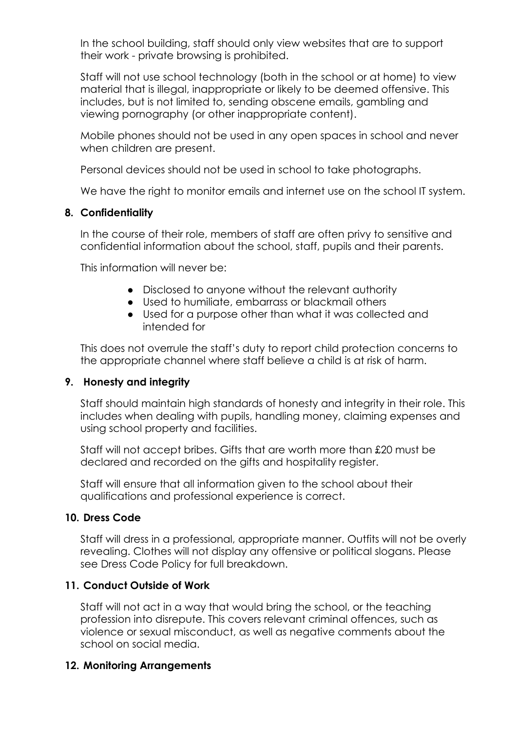In the school building, staff should only view websites that are to support their work - private browsing is prohibited.

Staff will not use school technology (both in the school or at home) to view material that is illegal, inappropriate or likely to be deemed offensive. This includes, but is not limited to, sending obscene emails, gambling and viewing pornography (or other inappropriate content).

Mobile phones should not be used in any open spaces in school and never when children are present.

Personal devices should not be used in school to take photographs.

We have the right to monitor emails and internet use on the school IT system.

## 8. Confidentiality

In the course of their role, members of staff are often privy to sensitive and confidential information about the school, staff, pupils and their parents.

This information will never be:

- Disclosed to anyone without the relevant authority
- Used to humiliate, embarrass or blackmail others
- Used for a purpose other than what it was collected and intended for

This does not overrule the staff's duty to report child protection concerns to the appropriate channel where staff believe a child is at risk of harm.

## 9. Honesty and integrity

Staff should maintain high standards of honesty and integrity in their role. This includes when dealing with pupils, handling money, claiming expenses and using school property and facilities.

Staff will not accept bribes. Gifts that are worth more than £20 must be declared and recorded on the gifts and hospitality register.

Staff will ensure that all information given to the school about their qualifications and professional experience is correct.

## 10. Dress Code

Staff will dress in a professional, appropriate manner. Outfits will not be overly revealing. Clothes will not display any offensive or political slogans. Please see Dress Code Policy for full breakdown.

## 11. Conduct Outside of Work

Staff will not act in a way that would bring the school, or the teaching profession into disrepute. This covers relevant criminal offences, such as violence or sexual misconduct, as well as negative comments about the school on social media.

## 12. Monitoring Arrangements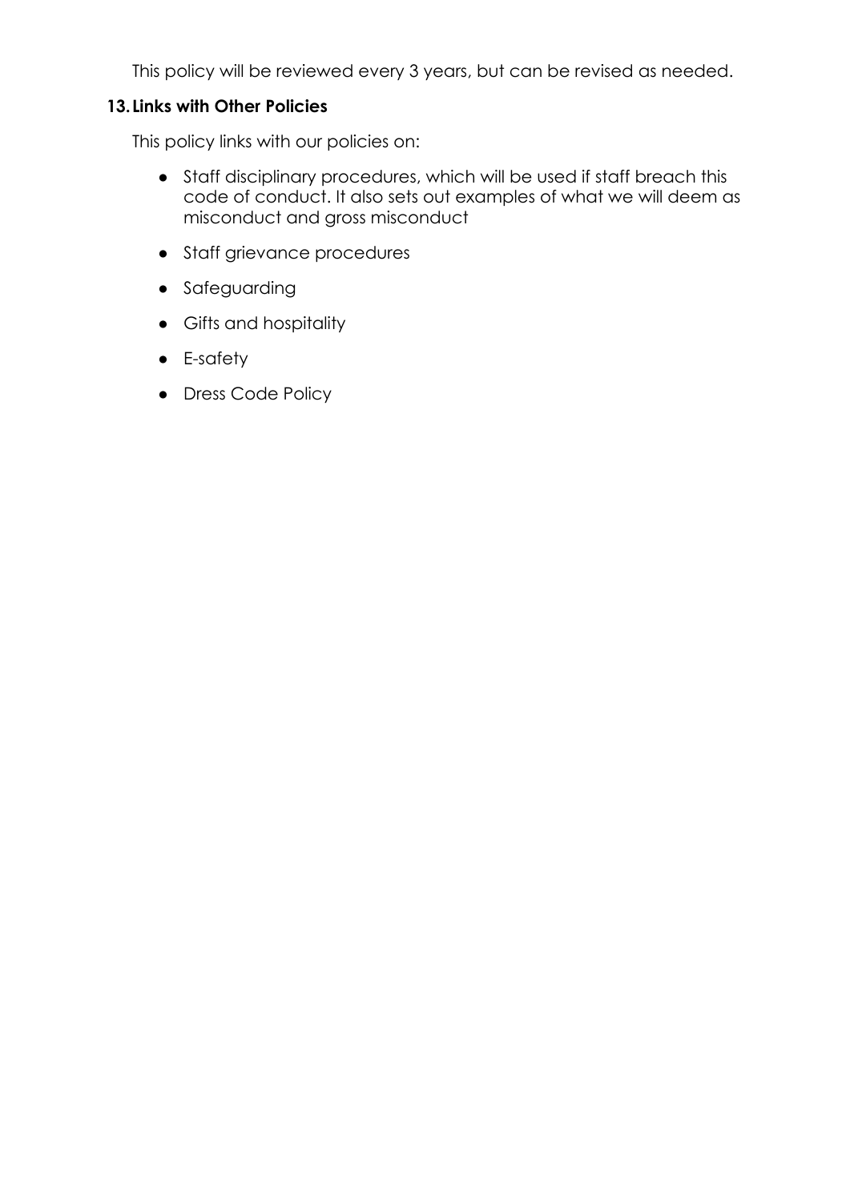This policy will be reviewed every 3 years, but can be revised as needed.

## 13. Links with Other Policies

This policy links with our policies on:

- Staff disciplinary procedures, which will be used if staff breach this code of conduct. It also sets out examples of what we will deem as misconduct and gross misconduct
- Staff grievance procedures
- Safeguarding
- Gifts and hospitality
- E-safety
- Dress Code Policy